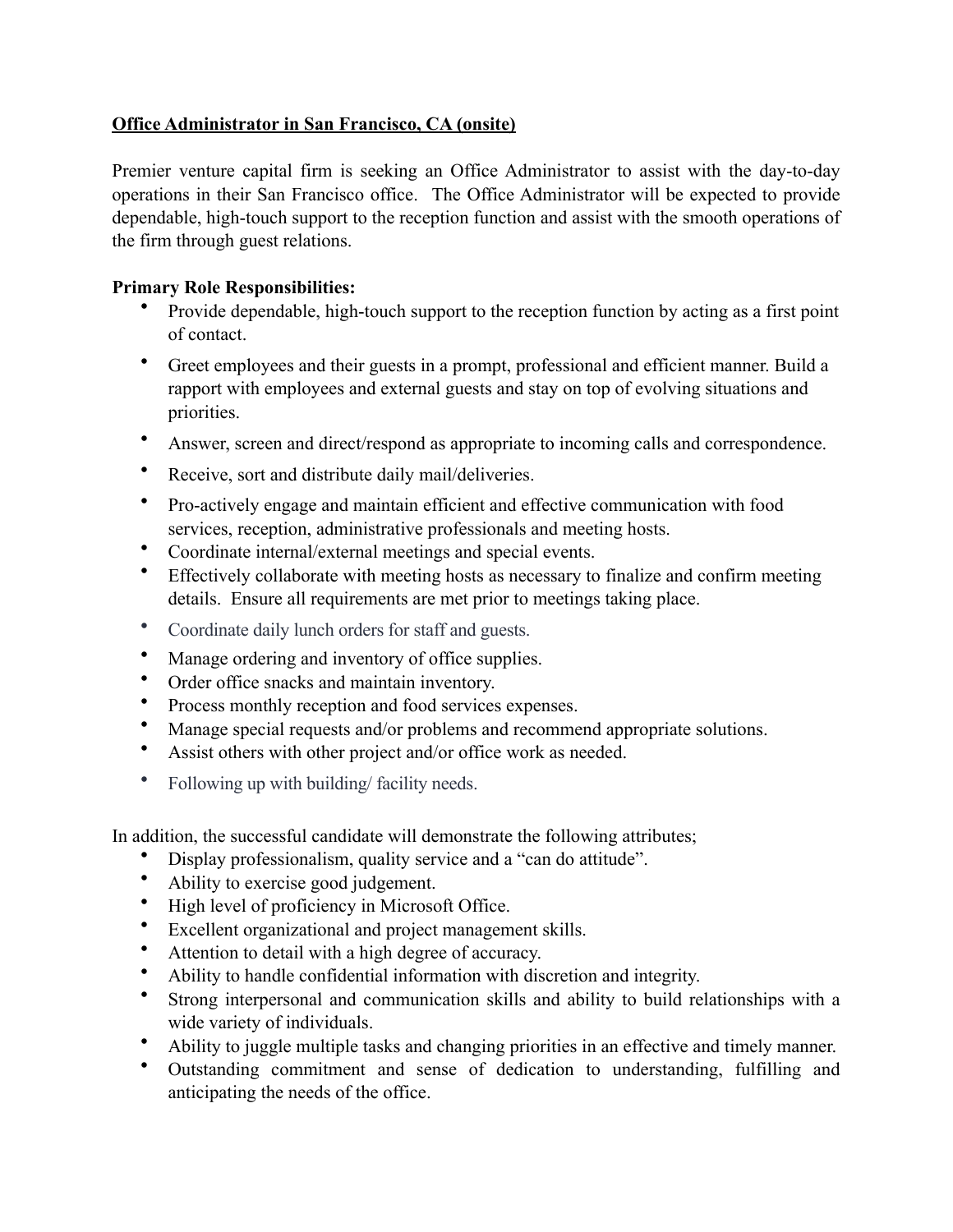**Office Administrator in San Francisco, CA (onsite)**

Premier venture capital firm is seeking an Office Administrator to assist with the day-to-day operations in their San Francisco office. The Office Administrator will be expected to provide dependable, high-touch support to the reception function and assist with the smooth operations of the firm through guest relations.

**Primary Role Responsibilities:**

- Provide dependable, high-touch support to the reception function by acting as a first point of contact.
- Greet employees and their guests in a prompt, professional and efficient manner. Build a rapport with employees and external guests and stay on top of evolving situations and priorities.
- Answer, screen and direct/respond as appropriate to incoming calls and correspondence.
- Receive, sort and distribute daily mail/deliveries.
- Pro-actively engage and maintain efficient and effective communication with food services, reception, administrative professionals and meeting hosts.
- Coordinate internal/external meetings and special events.
- Effectively collaborate with meeting hosts as necessary to finalize and confirm meeting details. Ensure all requirements are met prior to meetings taking place.
- Coordinate daily lunch orders for staff and guests.
- Manage ordering and inventory of office supplies.
- Order office snacks and maintain inventory.
- Process monthly reception and food services expenses.
- Manage special requests and/or problems and recommend appropriate solutions.
- Assist others with other project and/or office work as needed.
- Following up with building/ facility needs.

In addition, the successful candidate will demonstrate the following attributes;

- Display professionalism, quality service and a "can do attitude".
- Ability to exercise good judgement.
- High level of proficiency in Microsoft Office.
- Excellent organizational and project management skills.
- Attention to detail with a high degree of accuracy.
- Ability to handle confidential information with discretion and integrity.
- Strong interpersonal and communication skills and ability to build relationships with a wide variety of individuals.
- Ability to juggle multiple tasks and changing priorities in an effective and timely manner.
- Outstanding commitment and sense of dedication to understanding, fulfilling and anticipating the needs of the office.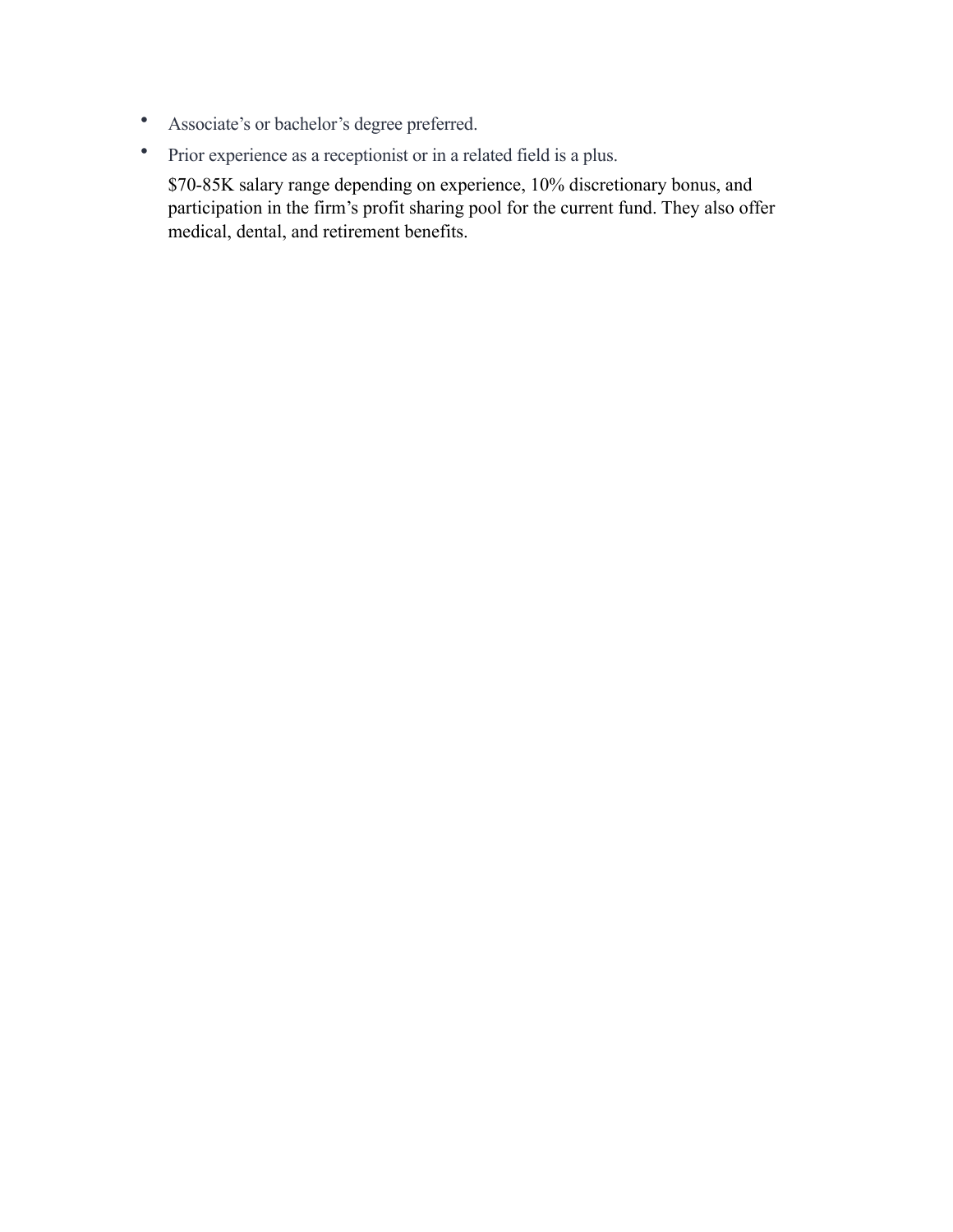- Associate's or bachelor's degree preferred.
- Prior experience as a receptionist or in a related field is a plus.

  $70-85K salary range depending on experience, 10% discretionary bonus, and participation in the firm's profit sharing pool for the current fund. They also offer medical, dental, and retirement benefits.